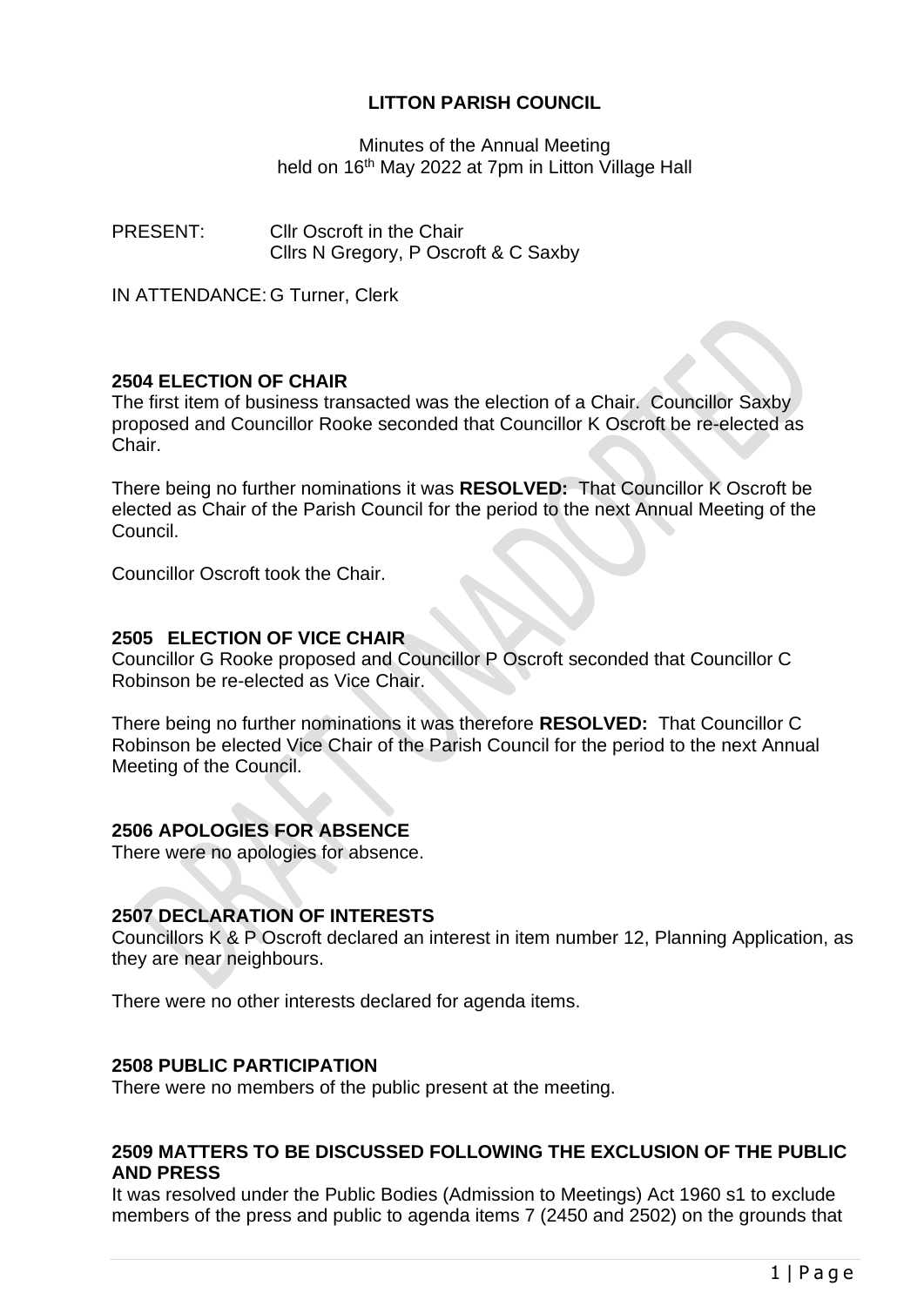**LITTON PARISH COUNCIL**

Minutes of the Annual Meeting
held on 16th May 2022 at 7pm in Litton Village Hall

PRESENT: Cllr Oscroft in the Chair
Cllrs N Gregory, P Oscroft & C Saxby

IN ATTENDANCE: G Turner, Clerk

## 2504 ELECTION OF CHAIR

The first item of business transacted was the election of a Chair. Councillor Saxby proposed and Councillor Rooke seconded that Councillor K Oscroft be re-elected as Chair.

There being no further nominations it was **RESOLVED:** That Councillor K Oscroft be elected as Chair of the Parish Council for the period to the next Annual Meeting of the Council.

Councillor Oscroft took the Chair.

## 2505 ELECTION OF VICE CHAIR

Councillor G Rooke proposed and Councillor P Oscroft seconded that Councillor C Robinson be re-elected as Vice Chair.

There being no further nominations it was therefore **RESOLVED:** That Councillor C Robinson be elected Vice Chair of the Parish Council for the period to the next Annual Meeting of the Council.

## 2506 APOLOGIES FOR ABSENCE

There were no apologies for absence.

## 2507 DECLARATION OF INTERESTS

Councillors K & P Oscroft declared an interest in item number 12, Planning Application, as they are near neighbours.

There were no other interests declared for agenda items.

## 2508 PUBLIC PARTICIPATION

There were no members of the public present at the meeting.

## 2509 MATTERS TO BE DISCUSSED FOLLOWING THE EXCLUSION OF THE PUBLIC AND PRESS

It was resolved under the Public Bodies (Admission to Meetings) Act 1960 s1 to exclude members of the press and public to agenda items 7 (2450 and 2502) on the grounds that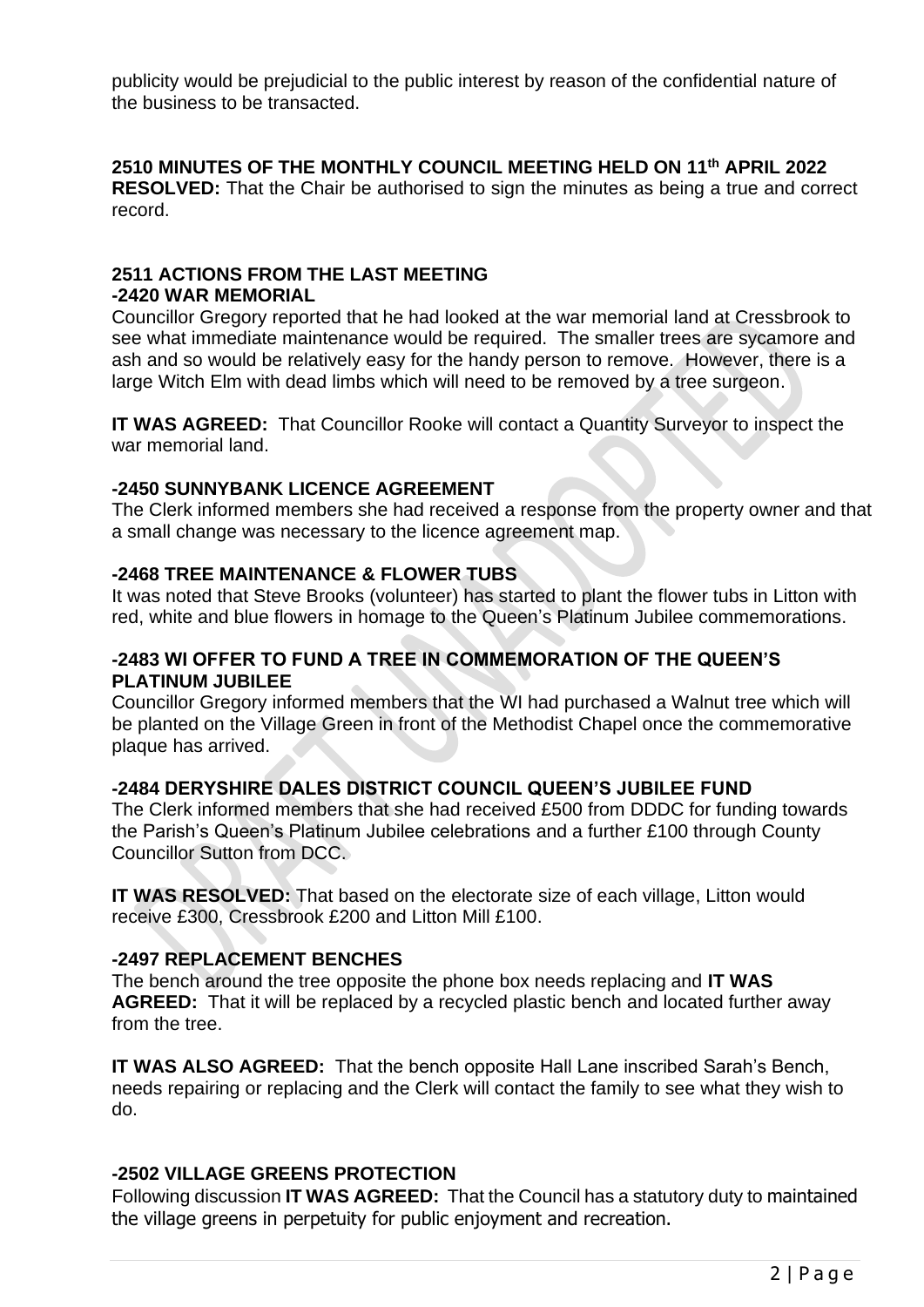publicity would be prejudicial to the public interest by reason of the confidential nature of the business to be transacted.

**2510 MINUTES OF THE MONTHLY COUNCIL MEETING HELD ON 11th APRIL 2022**
**RESOLVED:** That the Chair be authorised to sign the minutes as being a true and correct record.

**2511 ACTIONS FROM THE LAST MEETING**
**-2420 WAR MEMORIAL**
Councillor Gregory reported that he had looked at the war memorial land at Cressbrook to see what immediate maintenance would be required. The smaller trees are sycamore and ash and so would be relatively easy for the handy person to remove. However, there is a large Witch Elm with dead limbs which will need to be removed by a tree surgeon.

**IT WAS AGREED:** That Councillor Rooke will contact a Quantity Surveyor to inspect the war memorial land.

**-2450 SUNNYBANK LICENCE AGREEMENT**
The Clerk informed members she had received a response from the property owner and that a small change was necessary to the licence agreement map.

**-2468 TREE MAINTENANCE & FLOWER TUBS**
It was noted that Steve Brooks (volunteer) has started to plant the flower tubs in Litton with red, white and blue flowers in homage to the Queen's Platinum Jubilee commemorations.

**-2483 WI OFFER TO FUND A TREE IN COMMEMORATION OF THE QUEEN'S PLATINUM JUBILEE**
Councillor Gregory informed members that the WI had purchased a Walnut tree which will be planted on the Village Green in front of the Methodist Chapel once the commemorative plaque has arrived.

**-2484 DERYSHIRE DALES DISTRICT COUNCIL QUEEN'S JUBILEE FUND**
The Clerk informed members that she had received £500 from DDDC for funding towards the Parish's Queen's Platinum Jubilee celebrations and a further £100 through County Councillor Sutton from DCC.

**IT WAS RESOLVED:** That based on the electorate size of each village, Litton would receive £300, Cressbrook £200 and Litton Mill £100.

**-2497 REPLACEMENT BENCHES**
The bench around the tree opposite the phone box needs replacing and **IT WAS AGREED:** That it will be replaced by a recycled plastic bench and located further away from the tree.

**IT WAS ALSO AGREED:** That the bench opposite Hall Lane inscribed Sarah's Bench, needs repairing or replacing and the Clerk will contact the family to see what they wish to do.

**-2502 VILLAGE GREENS PROTECTION**
Following discussion **IT WAS AGREED:** That the Council has a statutory duty to maintained the village greens in perpetuity for public enjoyment and recreation.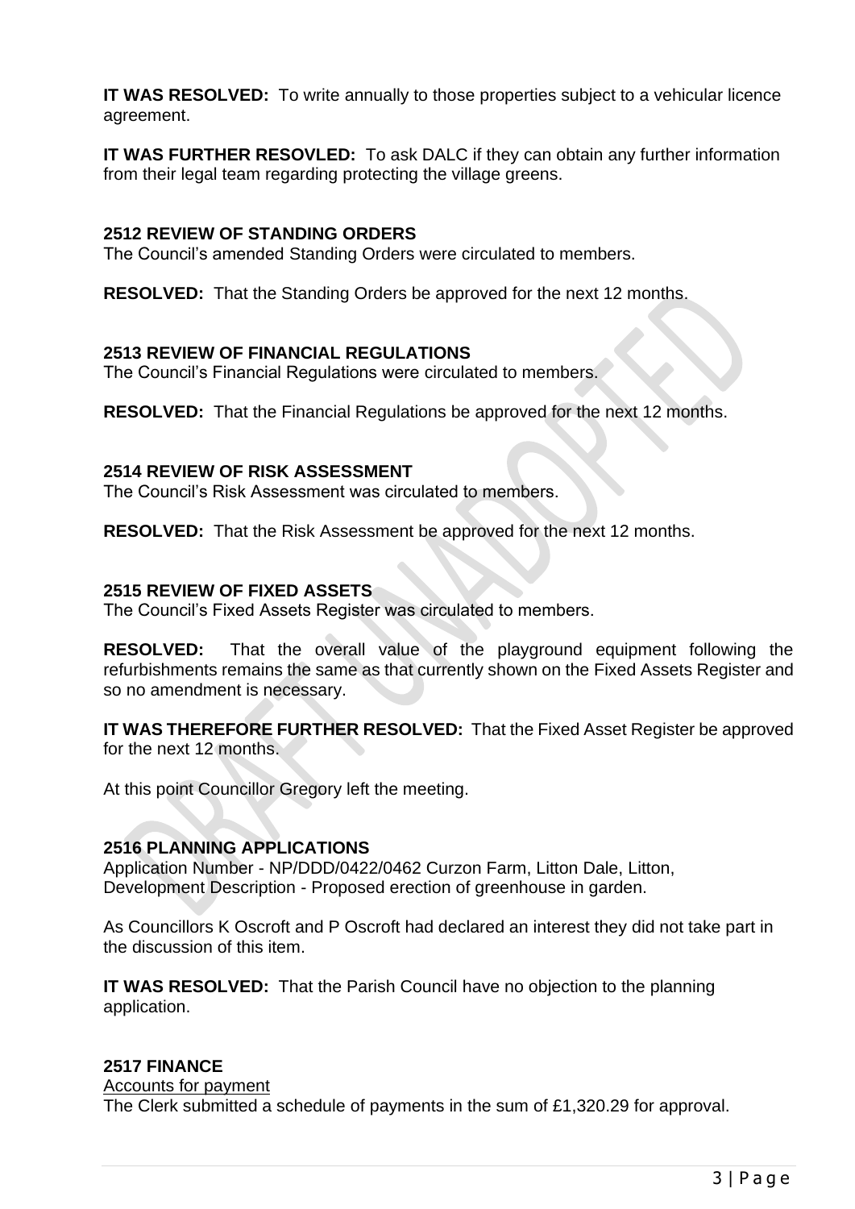**IT WAS RESOLVED:** To write annually to those properties subject to a vehicular licence agreement.

**IT WAS FURTHER RESOVLED:** To ask DALC if they can obtain any further information from their legal team regarding protecting the village greens.

## 2512 REVIEW OF STANDING ORDERS

The Council's amended Standing Orders were circulated to members.

**RESOLVED:** That the Standing Orders be approved for the next 12 months.

## 2513 REVIEW OF FINANCIAL REGULATIONS

The Council's Financial Regulations were circulated to members.

**RESOLVED:** That the Financial Regulations be approved for the next 12 months.

## 2514 REVIEW OF RISK ASSESSMENT

The Council's Risk Assessment was circulated to members.

**RESOLVED:** That the Risk Assessment be approved for the next 12 months.

## 2515 REVIEW OF FIXED ASSETS

The Council's Fixed Assets Register was circulated to members.

**RESOLVED:** That the overall value of the playground equipment following the refurbishments remains the same as that currently shown on the Fixed Assets Register and so no amendment is necessary.

**IT WAS THEREFORE FURTHER RESOLVED:** That the Fixed Asset Register be approved for the next 12 months.

At this point Councillor Gregory left the meeting.

## 2516 PLANNING APPLICATIONS

Application Number - NP/DDD/0422/0462 Curzon Farm, Litton Dale, Litton,
Development Description - Proposed erection of greenhouse in garden.

As Councillors K Oscroft and P Oscroft had declared an interest they did not take part in the discussion of this item.

**IT WAS RESOLVED:** That the Parish Council have no objection to the planning application.

## 2517 FINANCE

Accounts for payment

The Clerk submitted a schedule of payments in the sum of £1,320.29 for approval.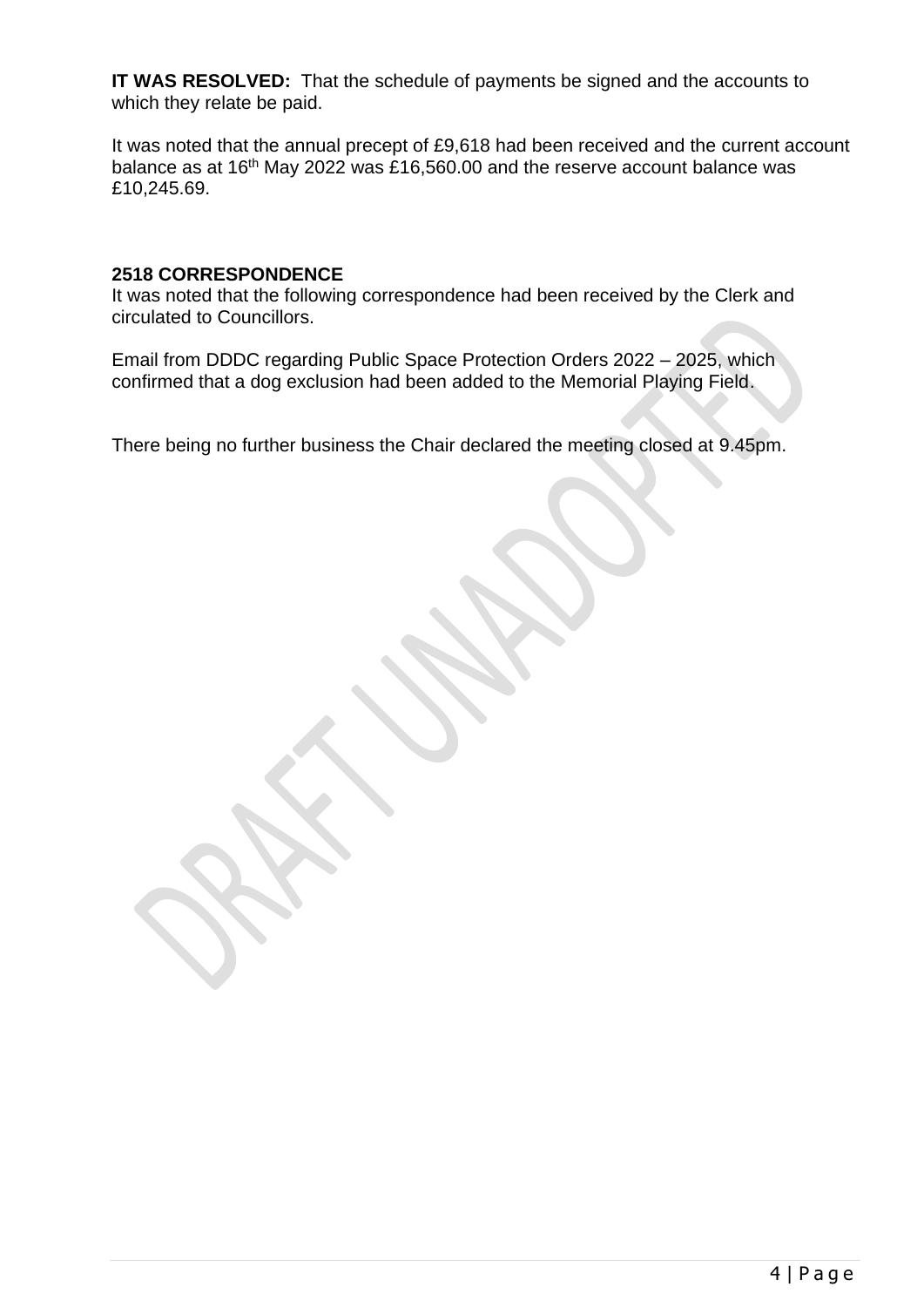**IT WAS RESOLVED:** That the schedule of payments be signed and the accounts to which they relate be paid.

It was noted that the annual precept of £9,618 had been received and the current account balance as at 16th May 2022 was £16,560.00 and the reserve account balance was £10,245.69.

**2518 CORRESPONDENCE**

It was noted that the following correspondence had been received by the Clerk and circulated to Councillors.

Email from DDDC regarding Public Space Protection Orders 2022 – 2025, which confirmed that a dog exclusion had been added to the Memorial Playing Field.

There being no further business the Chair declared the meeting closed at 9.45pm.